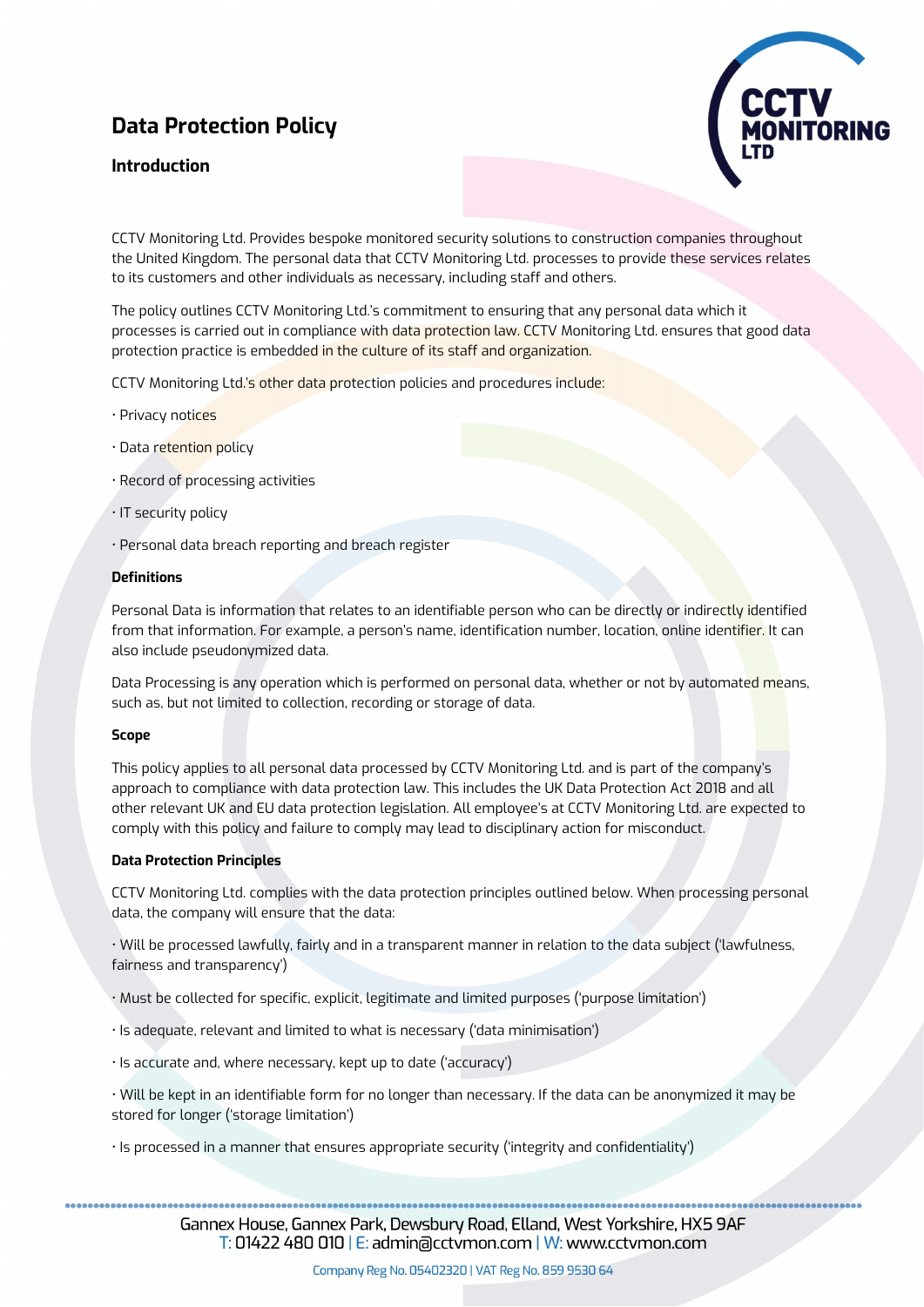# Data Protection Policy

## Introduction

CCTV Monitoring Ltd. Provides bespoke monitored security solutions to construction companies throughout the United Kingdom. The personal data that CCTV Monitoring Ltd. processes to provide these services relates to its customers and other individuals as necessary, including staff and others.

The policy outlines CCTV Monitoring Ltd.'s commitment to ensuring that any personal data which it processes is carried out in compliance with data protection law. CCTV Monitoring Ltd. ensures that good data protection practice is embedded in the culture of its staff and organization.

CCTV Monitoring Ltd.'s other data protection policies and procedures include:

- Privacy notices
- Data retention policy
- Record of processing activities
- IT security policy
- Personal data breach reporting and breach register

### Definitions

Personal Data is information that relates to an identifiable person who can be directly or indirectly identified from that information. For example, a person's name, identification number, location, online identifier. It can also include pseudonymized data.

Data Processing is any operation which is performed on personal data, whether or not by automated means, such as, but not limited to collection, recording or storage of data.

### Scope

This policy applies to all personal data processed by CCTV Monitoring Ltd. and is part of the company's approach to compliance with data protection law. This includes the UK Data Protection Act 2018 and all other relevant UK and EU data protection legislation. All employee's at CCTV Monitoring Ltd. are expected to comply with this policy and failure to comply may lead to disciplinary action for misconduct.

### Data Protection Principles

CCTV Monitoring Ltd. complies with the data protection principles outlined below. When processing personal data, the company will ensure that the data:

- Will be processed lawfully, fairly and in a transparent manner in relation to the data subject ('lawfulness, fairness and transparency')
- Must be collected for specific, explicit, legitimate and limited purposes ('purpose limitation')
- Is adequate, relevant and limited to what is necessary ('data minimisation')
- Is accurate and, where necessary, kept up to date ('accuracy')
- Will be kept in an identifiable form for no longer than necessary. If the data can be anonymized it may be stored for longer ('storage limitation')
- Is processed in a manner that ensures appropriate security ('integrity and confidentiality')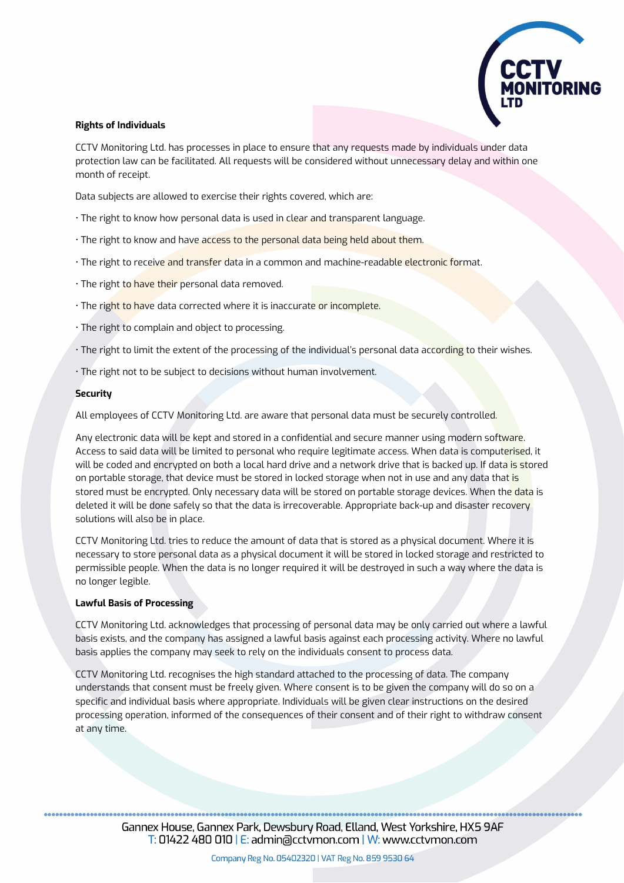**Rights of Individuals**

CCTV Monitoring Ltd. has processes in place to ensure that any requests made by individuals under data protection law can be facilitated. All requests will be considered without unnecessary delay and within one month of receipt.

Data subjects are allowed to exercise their rights covered, which are:

- The right to know how personal data is used in clear and transparent language.
- The right to know and have access to the personal data being held about them.
- The right to receive and transfer data in a common and machine-readable electronic format.
- The right to have their personal data removed.
- The right to have data corrected where it is inaccurate or incomplete.
- The right to complain and object to processing.
- The right to limit the extent of the processing of the individual's personal data according to their wishes.
- The right not to be subject to decisions without human involvement.

**Security**

All employees of CCTV Monitoring Ltd. are aware that personal data must be securely controlled.

Any electronic data will be kept and stored in a confidential and secure manner using modern software. Access to said data will be limited to personal who require legitimate access. When data is computerised, it will be coded and encrypted on both a local hard drive and a network drive that is backed up. If data is stored on portable storage, that device must be stored in locked storage when not in use and any data that is stored must be encrypted. Only necessary data will be stored on portable storage devices. When the data is deleted it will be done safely so that the data is irrecoverable. Appropriate back-up and disaster recovery solutions will also be in place.

CCTV Monitoring Ltd. tries to reduce the amount of data that is stored as a physical document. Where it is necessary to store personal data as a physical document it will be stored in locked storage and restricted to permissible people. When the data is no longer required it will be destroyed in such a way where the data is no longer legible.

**Lawful Basis of Processing**

CCTV Monitoring Ltd. acknowledges that processing of personal data may be only carried out where a lawful basis exists, and the company has assigned a lawful basis against each processing activity. Where no lawful basis applies the company may seek to rely on the individuals consent to process data.

CCTV Monitoring Ltd. recognises the high standard attached to the processing of data. The company understands that consent must be freely given. Where consent is to be given the company will do so on a specific and individual basis where appropriate. Individuals will be given clear instructions on the desired processing operation, informed of the consequences of their consent and of their right to withdraw consent at any time.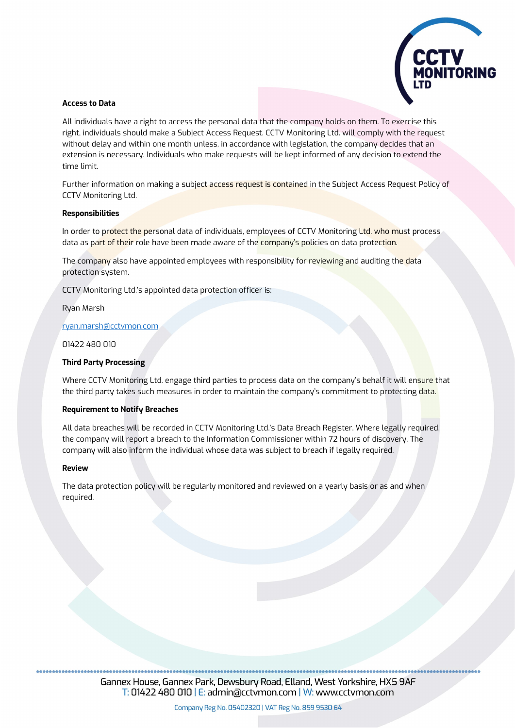**Access to Data**

All individuals have a right to access the personal data that the company holds on them. To exercise this right, individuals should make a Subject Access Request. CCTV Monitoring Ltd. will comply with the request without delay and within one month unless, in accordance with legislation, the company decides that an extension is necessary. Individuals who make requests will be kept informed of any decision to extend the time limit.

Further information on making a subject access request is contained in the Subject Access Request Policy of CCTV Monitoring Ltd.

**Responsibilities**

In order to protect the personal data of individuals, employees of CCTV Monitoring Ltd. who must process data as part of their role have been made aware of the company's policies on data protection.

The company also have appointed employees with responsibility for reviewing and auditing the data protection system.

CCTV Monitoring Ltd.'s appointed data protection officer is:

Ryan Marsh

ryan.marsh@cctvmon.com

01422 480 010

**Third Party Processing**

Where CCTV Monitoring Ltd. engage third parties to process data on the company's behalf it will ensure that the third party takes such measures in order to maintain the company's commitment to protecting data.

**Requirement to Notify Breaches**

All data breaches will be recorded in CCTV Monitoring Ltd.'s Data Breach Register. Where legally required, the company will report a breach to the Information Commissioner within 72 hours of discovery. The company will also inform the individual whose data was subject to breach if legally required.

**Review**

The data protection policy will be regularly monitored and reviewed on a yearly basis or as and when required.